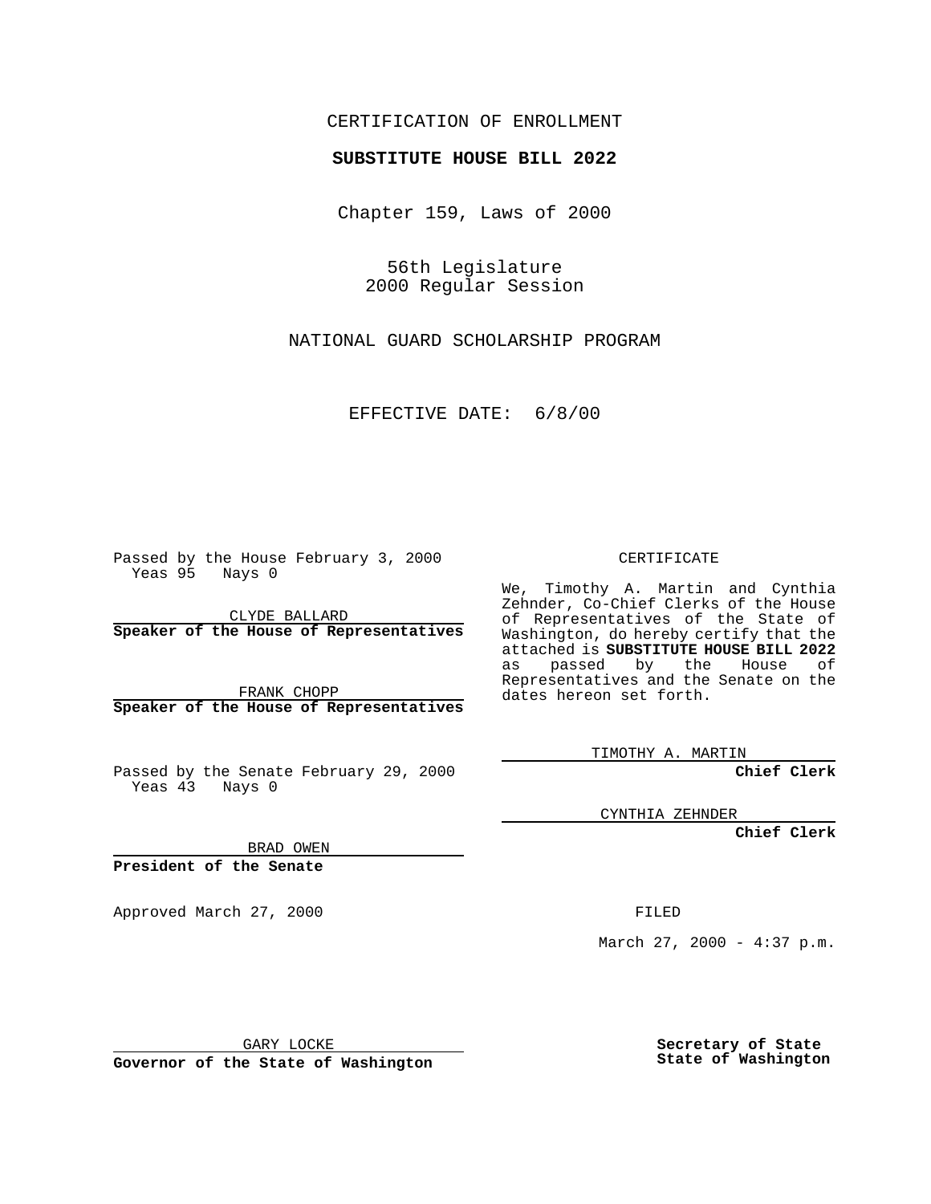CERTIFICATION OF ENROLLMENT

**SUBSTITUTE HOUSE BILL 2022**

Chapter 159, Laws of 2000

56th Legislature
2000 Regular Session

NATIONAL GUARD SCHOLARSHIP PROGRAM

EFFECTIVE DATE: 6/8/00

Passed by the House February 3, 2000
Yeas 95 Nays 0

CLYDE BALLARD
**Speaker of the House of Representatives**

FRANK CHOPP
**Speaker of the House of Representatives**

Passed by the Senate February 29, 2000
Yeas 43 Nays 0

BRAD OWEN
**President of the Senate**

Approved March 27, 2000

GARY LOCKE
**Governor of the State of Washington**

CERTIFICATE

We, Timothy A. Martin and Cynthia Zehnder, Co-Chief Clerks of the House of Representatives of the State of Washington, do hereby certify that the attached is **SUBSTITUTE HOUSE BILL 2022** as passed by the House of Representatives and the Senate on the dates hereon set forth.

TIMOTHY A. MARTIN
**Chief Clerk**

CYNTHIA ZEHNDER
**Chief Clerk**

FILED

March 27, 2000 - 4:37 p.m.

**Secretary of State**
**State of Washington**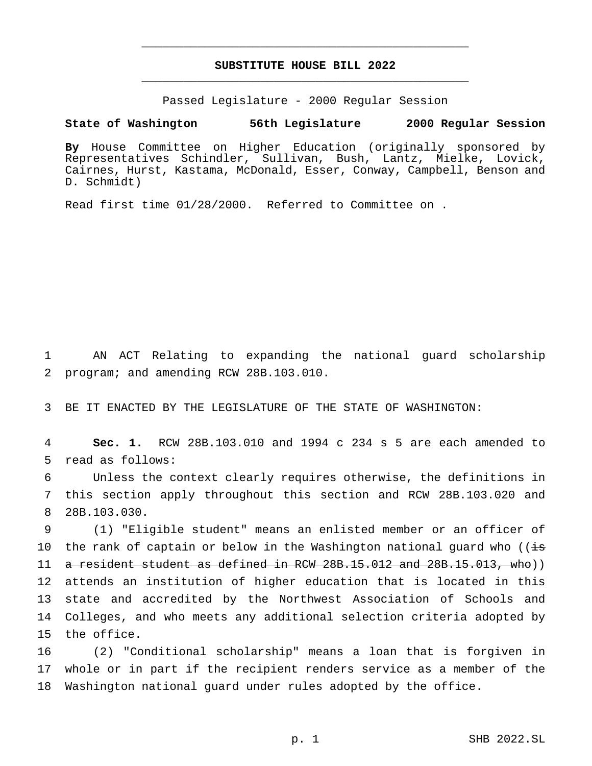**SUBSTITUTE HOUSE BILL 2022**

Passed Legislature - 2000 Regular Session

**State of Washington 56th Legislature 2000 Regular Session**

**By** House Committee on Higher Education (originally sponsored by Representatives Schindler, Sullivan, Bush, Lantz, Mielke, Lovick, Cairnes, Hurst, Kastama, McDonald, Esser, Conway, Campbell, Benson and D. Schmidt)

Read first time 01/28/2000. Referred to Committee on .

AN ACT Relating to expanding the national guard scholarship program; and amending RCW 28B.103.010.

BE IT ENACTED BY THE LEGISLATURE OF THE STATE OF WASHINGTON:

**Sec. 1.** RCW 28B.103.010 and 1994 c 234 s 5 are each amended to read as follows:

Unless the context clearly requires otherwise, the definitions in this section apply throughout this section and RCW 28B.103.020 and 28B.103.030.

(1) "Eligible student" means an enlisted member or an officer of the rank of captain or below in the Washington national guard who ((~~is a resident student as defined in RCW 28B.15.012 and 28B.15.013, who~~)) attends an institution of higher education that is located in this state and accredited by the Northwest Association of Schools and Colleges, and who meets any additional selection criteria adopted by the office.

(2) "Conditional scholarship" means a loan that is forgiven in whole or in part if the recipient renders service as a member of the Washington national guard under rules adopted by the office.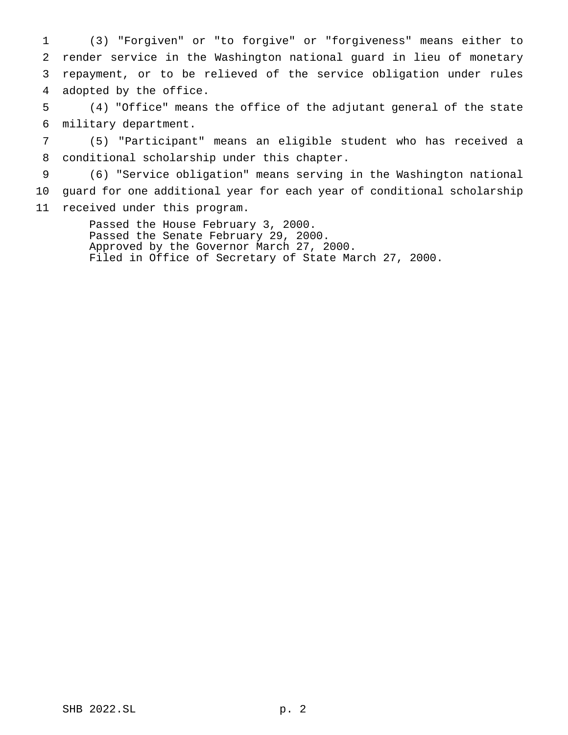(3) "Forgiven" or "to forgive" or "forgiveness" means either to render service in the Washington national guard in lieu of monetary repayment, or to be relieved of the service obligation under rules adopted by the office.

(4) "Office" means the office of the adjutant general of the state military department.

(5) "Participant" means an eligible student who has received a conditional scholarship under this chapter.

(6) "Service obligation" means serving in the Washington national guard for one additional year for each year of conditional scholarship received under this program.

Passed the House February 3, 2000.
Passed the Senate February 29, 2000.
Approved by the Governor March 27, 2000.
Filed in Office of Secretary of State March 27, 2000.